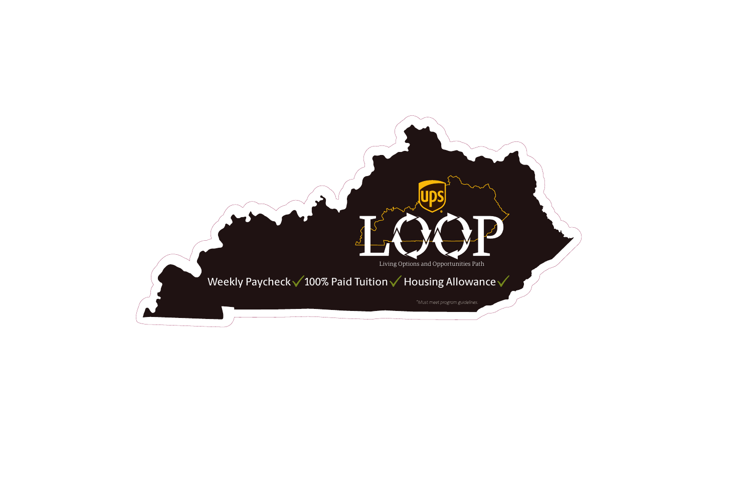# LOOP

Living Options and Opportunities Path

Weekly Paycheck ✓ 100% Paid Tuition ✓ Housing Allowance ✓

*\*Must meet program guidelines.*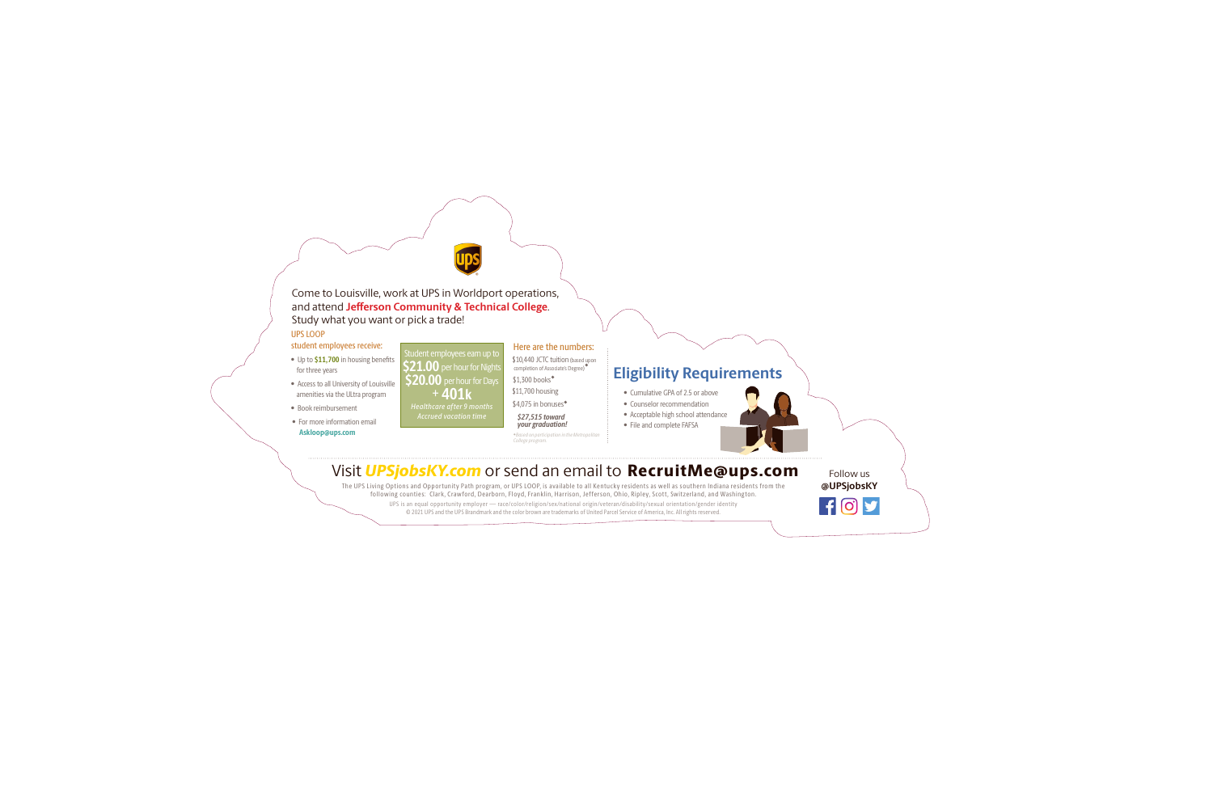Come to Louisville, work at UPS in Worldport operations, and attend **Jefferson Community & Technical College**.
Study what you want or pick a trade!

UPS LOOP
student employees receive:

- Up to **$11,700** in housing benefits for three years
- Access to all University of Louisville amenities via the ULtra program
- Book reimbursement
- For more information email **Askloop@ups.com**

Student employees earn up to
**$21.00** per hour for Nights
**$20.00** per hour for Days
**+ 401k**
*Healthcare after 9 months*
*Accrued vacation time*

Here are the numbers:

$10,440 JCTC tuition (based upon completion of Associate's Degree)*
$1,300 books*
$11,700 housing
$4,075 in bonuses*
***$27,515 toward your graduation!***

*Based on participation in the Metropolitan College program

## Eligibility Requirements

- Cumulative GPA of 2.5 or above
- Counselor recommendation
- Acceptable high school attendance
- File and complete FAFSA

Visit ***UPSjobsKY.com*** or send an email to **RecruitMe@ups.com**

Follow us
**@UPSjobsKY**

The UPS Living Options and Opportunity Path program, or UPS LOOP, is available to all Kentucky residents as well as southern Indiana residents from the following counties: Clark, Crawford, Dearborn, Floyd, Franklin, Harrison, Jefferson, Ohio, Ripley, Scott, Switzerland, and Washington.

UPS is an equal opportunity employer — race/color/religion/sex/national origin/veteran/disability/sexual orientation/gender identity

© 2021 UPS and the UPS Brandmark and the color brown are trademarks of United Parcel Service of America, Inc. All rights reserved.